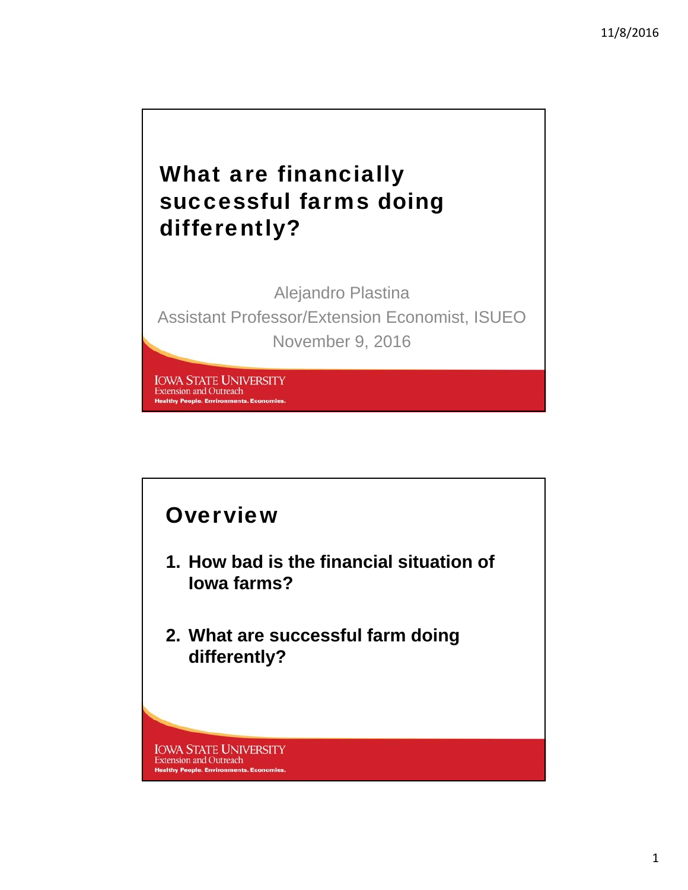# What are financially successful farms doing differently?

Alejandro Plastina

Assistant Professor/Extension Economist, ISUEO

November 9, 2016

IOWA STATE UNIVERSITY
Extension and Outreach
Healthy People. Environments. Economies.

## Overview

1. **How bad is the financial situation of Iowa farms?**
2. **What are successful farm doing differently?**

IOWA STATE UNIVERSITY
Extension and Outreach
Healthy People. Environments. Economies.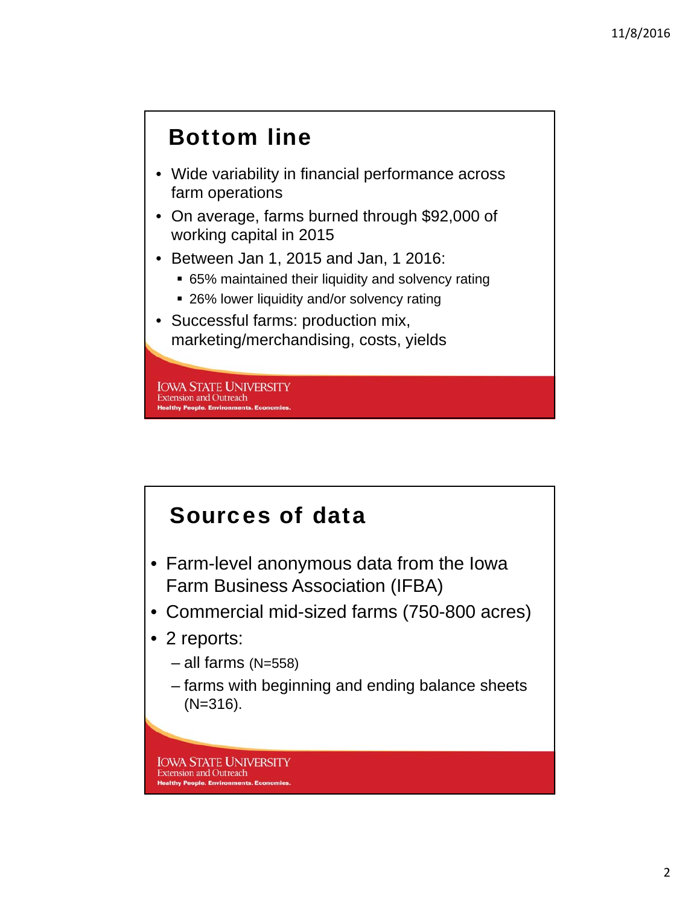## Bottom line

- Wide variability in financial performance across farm operations
- On average, farms burned through $92,000 of working capital in 2015
- Between Jan 1, 2015 and Jan, 1 2016:
  - 65% maintained their liquidity and solvency rating
  - 26% lower liquidity and/or solvency rating
- Successful farms: production mix, marketing/merchandising, costs, yields

IOWA STATE UNIVERSITY
Extension and Outreach
Healthy People. Environments. Economies.

## Sources of data

- Farm-level anonymous data from the Iowa Farm Business Association (IFBA)
- Commercial mid-sized farms (750-800 acres)
- 2 reports:
  - – all farms (N=558)
  - – farms with beginning and ending balance sheets (N=316).

IOWA STATE UNIVERSITY
Extension and Outreach
Healthy People. Environments. Economies.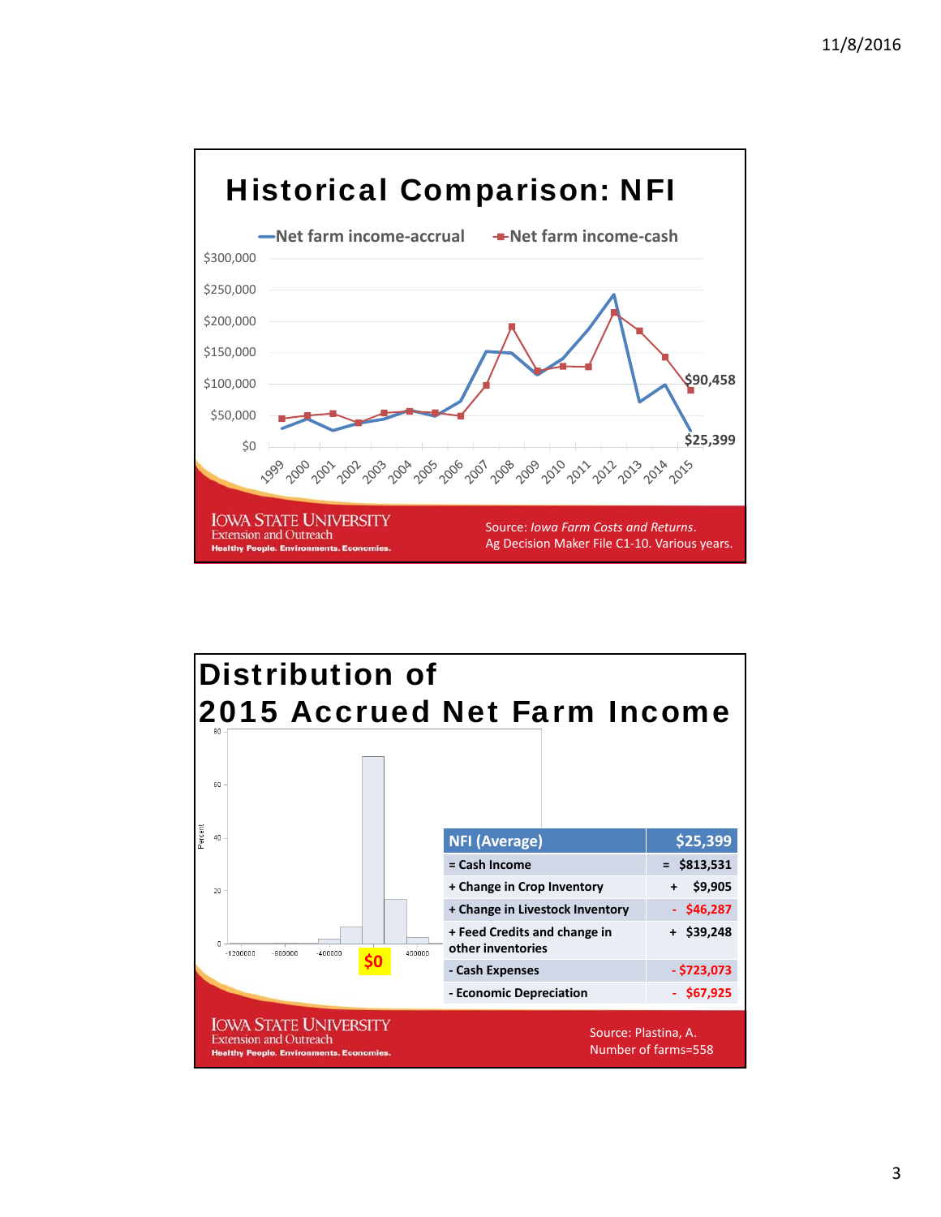## Historical Comparison: NFI

Net farm income-accrual / Net farm income-cash

$90,458

$25,399

Source: *Iowa Farm Costs and Returns*. Ag Decision Maker File C1-10. Various years.

## Distribution of 2015 Accrued Net Farm Income

$0

| NFI (Average) | $25,399 |
|---|---|
| = Cash Income | = $813,531 |
| + Change in Crop Inventory | + $9,905 |
| + Change in Livestock Inventory | - $46,287 |
| + Feed Credits and change in other inventories | + $39,248 |
| - Cash Expenses | - $723,073 |
| - Economic Depreciation | - $67,925 |

Source: Plastina, A.
Number of farms=558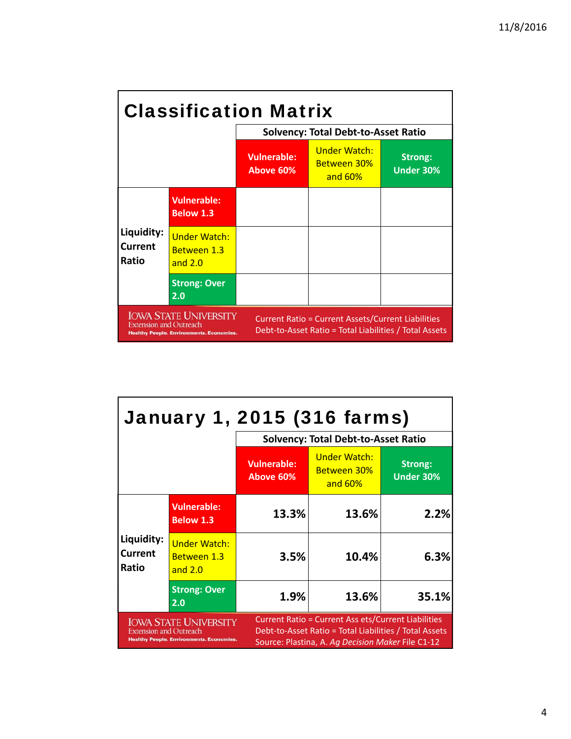## Classification Matrix

| | | Solvency: Total Debt-to-Asset Ratio | | |
|---|---|---|---|---|
| | | Vulnerable: Above 60% | Under Watch: Between 30% and 60% | Strong: Under 30% |
| Liquidity: Current Ratio | Vulnerable: Below 1.3 | | | |
| | Under Watch: Between 1.3 and 2.0 | | | |
| | Strong: Over 2.0 | | | |

IOWA STATE UNIVERSITY Extension and Outreach
Healthy People. Environments. Economies.

Current Ratio = Current Assets/Current Liabilities
Debt-to-Asset Ratio = Total Liabilities / Total Assets

## January 1, 2015 (316 farms)

| | | Solvency: Total Debt-to-Asset Ratio | | |
|---|---|---|---|---|
| | | Vulnerable: Above 60% | Under Watch: Between 30% and 60% | Strong: Under 30% |
| Liquidity: Current Ratio | Vulnerable: Below 1.3 | 13.3% | 13.6% | 2.2% |
| | Under Watch: Between 1.3 and 2.0 | 3.5% | 10.4% | 6.3% |
| | Strong: Over 2.0 | 1.9% | 13.6% | 35.1% |

IOWA STATE UNIVERSITY Extension and Outreach
Healthy People. Environments. Economies.

Current Ratio = Current Ass ets/Current Liabilities
Debt-to-Asset Ratio = Total Liabilities / Total Assets
Source: Plastina, A. *Ag Decision Maker* File C1-12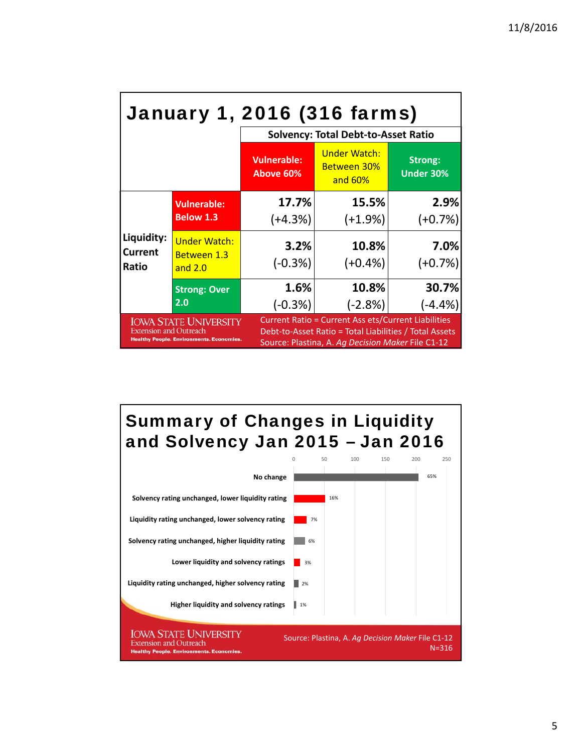## January 1, 2016 (316 farms)

| | | Solvency: Total Debt-to-Asset Ratio | | |
|---|---|---|---|---|
| | | **Vulnerable: Above 60%** | Under Watch: Between 30% and 60% | **Strong: Under 30%** |
| **Liquidity: Current Ratio** | **Vulnerable: Below 1.3** | **17.7%** (+4.3%) | **15.5%** (+1.9%) | **2.9%** (+0.7%) |
| | Under Watch: Between 1.3 and 2.0 | **3.2%** (-0.3%) | **10.8%** (+0.4%) | **7.0%** (+0.7%) |
| | **Strong: Over 2.0** | **1.6%** (-0.3%) | **10.8%** (-2.8%) | **30.7%** (-4.4%) |

Current Ratio = Current Ass ets/Current Liabilities
Debt-to-Asset Ratio = Total Liabilities / Total Assets
Source: Plastina, A. *Ag Decision Maker* File C1-12

IOWA STATE UNIVERSITY
Extension and Outreach
Healthy People. Environments. Economies.

## Summary of Changes in Liquidity and Solvency Jan 2015 – Jan 2016

| Category | Percent |
|---|---|
| No change | 65% |
| Solvency rating unchanged, lower liquidity rating | 16% |
| Liquidity rating unchanged, lower solvency rating | 7% |
| Solvency rating unchanged, higher liquidity rating | 6% |
| Lower liquidity and solvency ratings | 3% |
| Liquidity rating unchanged, higher solvency rating | 2% |
| Higher liquidity and solvency ratings | 1% |

Source: Plastina, A. *Ag Decision Maker* File C1-12
N=316

IOWA STATE UNIVERSITY
Extension and Outreach
Healthy People. Environments. Economies.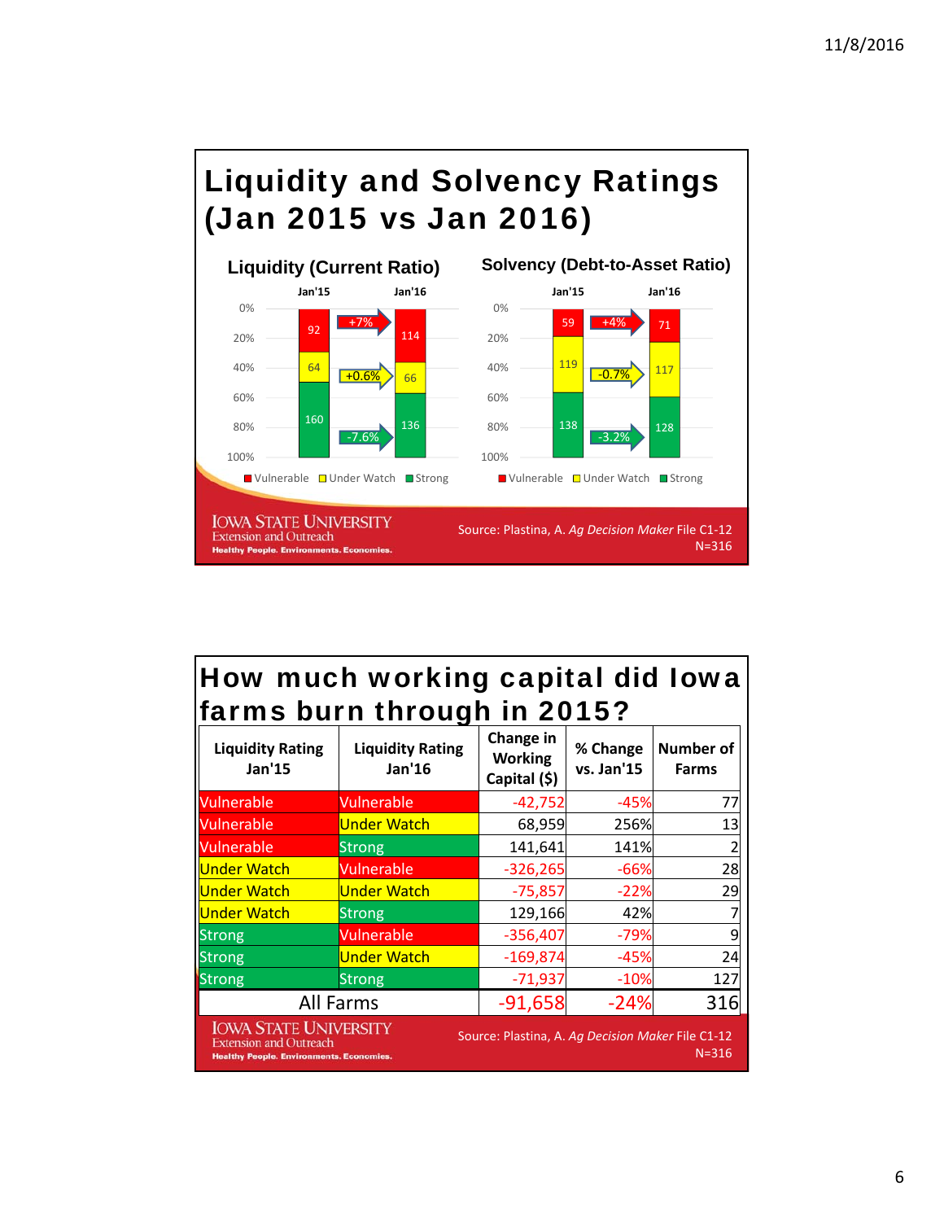## Liquidity and Solvency Ratings (Jan 2015 vs Jan 2016)

### Liquidity (Current Ratio)

| | Jan'15 | Change | Jan'16 |
|---|---|---|---|
| Vulnerable | 92 | +7% | 114 |
| Under Watch | 64 | +0.6% | 66 |
| Strong | 160 | -7.6% | 136 |

### Solvency (Debt-to-Asset Ratio)

| | Jan'15 | Change | Jan'16 |
|---|---|---|---|
| Vulnerable | 59 | +4% | 71 |
| Under Watch | 119 | -0.7% | 117 |
| Strong | 138 | -3.2% | 128 |

IOWA STATE UNIVERSITY
Extension and Outreach
Healthy People. Environments. Economies.

Source: Plastina, A. *Ag Decision Maker* File C1-12
N=316

## How much working capital did Iowa farms burn through in 2015?

| Liquidity Rating Jan'15 | Liquidity Rating Jan'16 | Change in Working Capital ($) | % Change vs. Jan'15 | Number of Farms |
|---|---|---|---|---|
| Vulnerable | Vulnerable | -42,752 | -45% | 77 |
| Vulnerable | Under Watch | 68,959 | 256% | 13 |
| Vulnerable | Strong | 141,641 | 141% | 2 |
| Under Watch | Vulnerable | -326,265 | -66% | 28 |
| Under Watch | Under Watch | -75,857 | -22% | 29 |
| Under Watch | Strong | 129,166 | 42% | 7 |
| Strong | Vulnerable | -356,407 | -79% | 9 |
| Strong | Under Watch | -169,874 | -45% | 24 |
| Strong | Strong | -71,937 | -10% | 127 |
| All Farms | | -91,658 | -24% | 316 |

IOWA STATE UNIVERSITY
Extension and Outreach
Healthy People. Environments. Economies.

Source: Plastina, A. *Ag Decision Maker* File C1-12
N=316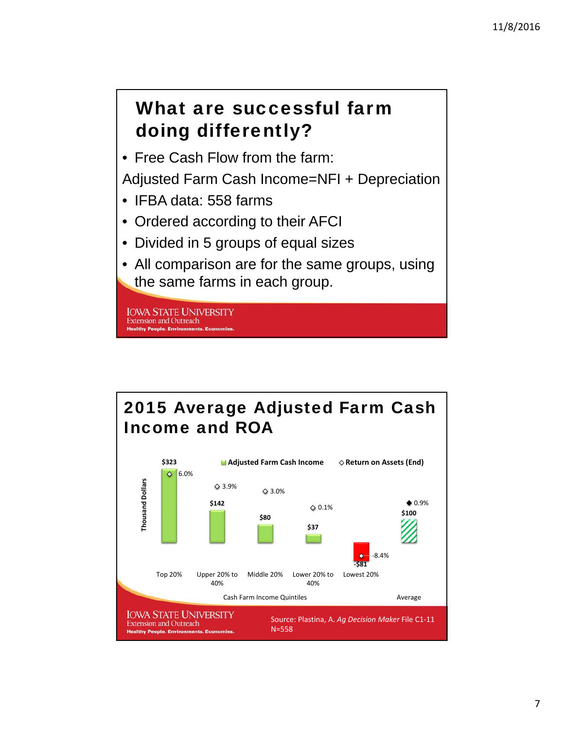## What are successful farm doing differently?

- Free Cash Flow from the farm:

Adjusted Farm Cash Income=NFI + Depreciation

- IFBA data: 558 farms
- Ordered according to their AFCI
- Divided in 5 groups of equal sizes
- All comparison are for the same groups, using the same farms in each group.

IOWA STATE UNIVERSITY
Extension and Outreach
Healthy People. Environments. Economies.

## 2015 Average Adjusted Farm Cash Income and ROA

| Cash Farm Income Quintiles | Adjusted Farm Cash Income (Thousand Dollars) | Return on Assets (End) |
|---|---|---|
| Top 20% | $323 | 6.0% |
| Upper 20% to 40% | $142 | 3.9% |
| Middle 20% | $80 | 3.0% |
| Lower 20% to 40% | $37 | 0.1% |
| Lowest 20% | -$81 | -8.4% |
| Average | $100 | 0.9% |

IOWA STATE UNIVERSITY
Extension and Outreach
Healthy People. Environments. Economies.

Source: Plastina, A. *Ag Decision Maker* File C1-11
N=558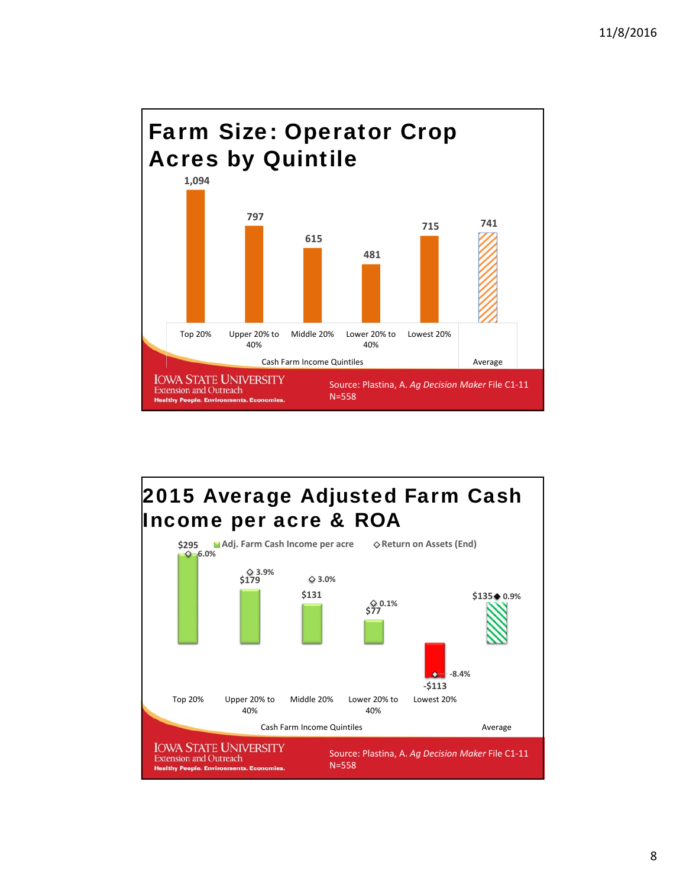## Farm Size: Operator Crop Acres by Quintile

| Cash Farm Income Quintiles | Operator Crop Acres |
|---|---|
| Top 20% | 1,094 |
| Upper 20% to 40% | 797 |
| Middle 20% | 615 |
| Lower 20% to 40% | 481 |
| Lowest 20% | 715 |
| Average | 741 |

IOWA STATE UNIVERSITY
Extension and Outreach
Healthy People. Environments. Economies.

Source: Plastina, A. *Ag Decision Maker* File C1-11
N=558

## 2015 Average Adjusted Farm Cash Income per acre & ROA

| Cash Farm Income Quintiles | Adj. Farm Cash Income per acre | Return on Assets (End) |
|---|---|---|
| Top 20% | $295 | 6.0% |
| Upper 20% to 40% | $179 | 3.9% |
| Middle 20% | $131 | 3.0% |
| Lower 20% to 40% | $77 | 0.1% |
| Lowest 20% | -$113 | -8.4% |
| Average | $135 | 0.9% |

IOWA STATE UNIVERSITY
Extension and Outreach
Healthy People. Environments. Economies.

Source: Plastina, A. *Ag Decision Maker* File C1-11
N=558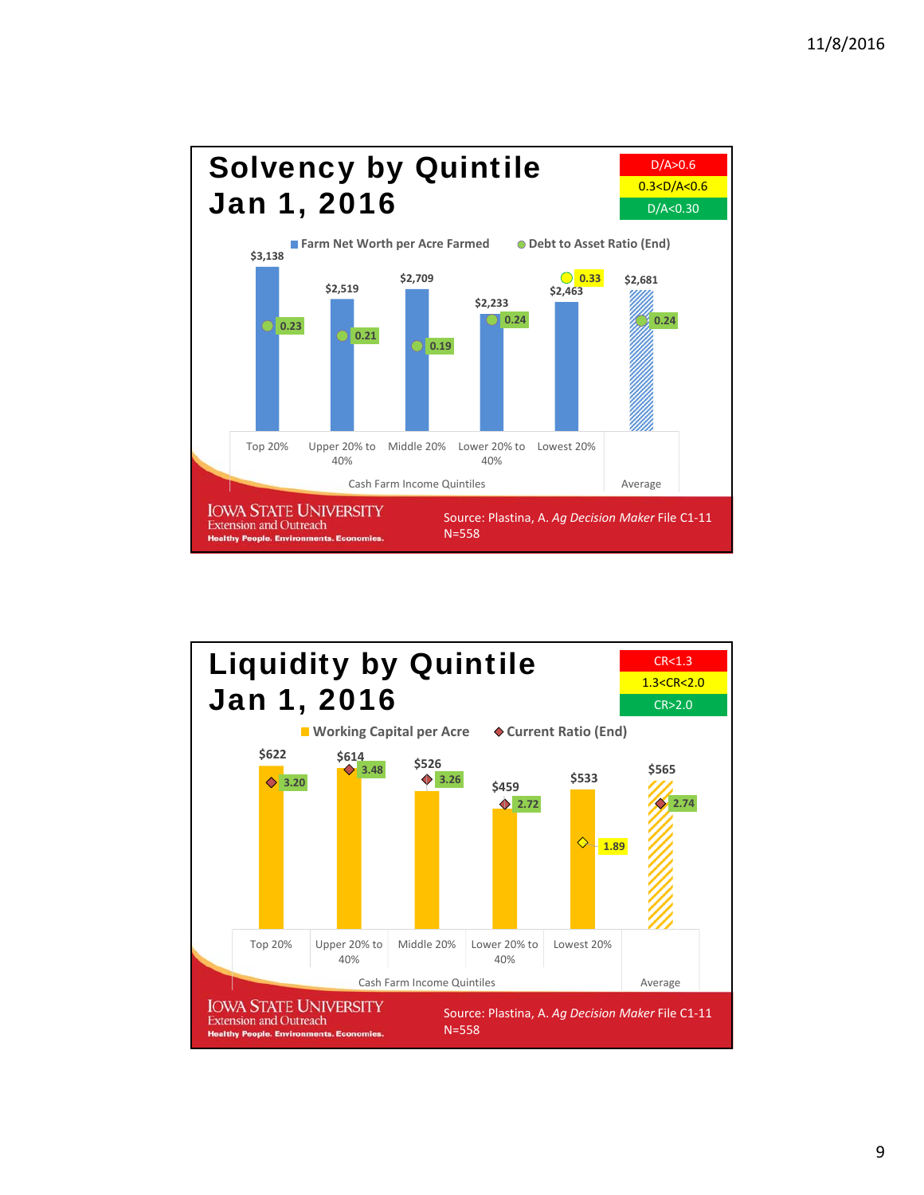# Solvency by Quintile
# Jan 1, 2016

| D/A>0.6 |
|---|
| 0.3<D/A<0.6 |
| D/A<0.30 |

Farm Net Worth per Acre Farmed / Debt to Asset Ratio (End)

| Cash Farm Income Quintiles | Farm Net Worth per Acre Farmed | Debt to Asset Ratio (End) |
|---|---|---|
| Top 20% | $3,138 | 0.23 |
| Upper 20% to 40% | $2,519 | 0.21 |
| Middle 20% | $2,709 | 0.19 |
| Lower 20% to 40% | $2,233 | 0.24 |
| Lowest 20% | $2,463 | 0.33 |
| Average | $2,681 | 0.24 |

IOWA STATE UNIVERSITY
Extension and Outreach
Healthy People. Environments. Economies.

Source: Plastina, A. *Ag Decision Maker* File C1-11
N=558

# Liquidity by Quintile
# Jan 1, 2016

| CR<1.3 |
|---|
| 1.3<CR<2.0 |
| CR>2.0 |

Working Capital per Acre / Current Ratio (End)

| Cash Farm Income Quintiles | Working Capital per Acre | Current Ratio (End) |
|---|---|---|
| Top 20% | $622 | 3.20 |
| Upper 20% to 40% | $614 | 3.48 |
| Middle 20% | $526 | 3.26 |
| Lower 20% to 40% | $459 | 2.72 |
| Lowest 20% | $533 | 1.89 |
| Average | $565 | 2.74 |

IOWA STATE UNIVERSITY
Extension and Outreach
Healthy People. Environments. Economies.

Source: Plastina, A. *Ag Decision Maker* File C1-11
N=558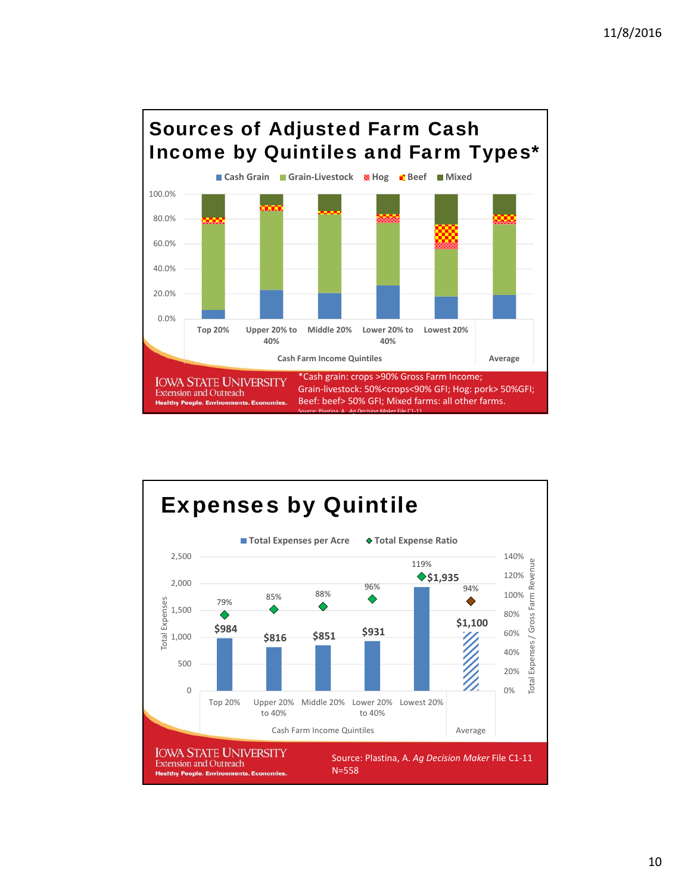## Sources of Adjusted Farm Cash Income by Quintiles and Farm Types*

Cash Grain | Grain-Livestock | Hog | Beef | Mixed

100.0%
80.0%
60.0%
40.0%
20.0%
0.0%

Top 20% | Upper 20% to 40% | Middle 20% | Lower 20% to 40% | Lowest 20% | Average

Cash Farm Income Quintiles

*Cash grain: crops >90% Gross Farm Income; Grain-livestock: 50%<crops<90% GFI; Hog: pork> 50%GFI; Beef: beef> 50% GFI; Mixed farms: all other farms.

Source: Plastina, A. *Ag Decision Maker* File C1-11

IOWA STATE UNIVERSITY
Extension and Outreach
Healthy People. Environments. Economies.

## Expenses by Quintile

Total Expenses per Acre | Total Expense Ratio

| | Top 20% | Upper 20% to 40% | Middle 20% | Lower 20% to 40% | Lowest 20% | Average |
|---|---|---|---|---|---|---|
| Total Expenses per Acre | $984 | $816 | $851 | $931 | $1,935 | $1,100 |
| Total Expense Ratio | 79% | 85% | 88% | 96% | 119% | 94% |

Total Expenses (0–2,500); Total Expenses / Gross Farm Revenue (0%–140%)

Cash Farm Income Quintiles

Source: Plastina, A. *Ag Decision Maker* File C1-11
N=558

IOWA STATE UNIVERSITY
Extension and Outreach
Healthy People. Environments. Economies.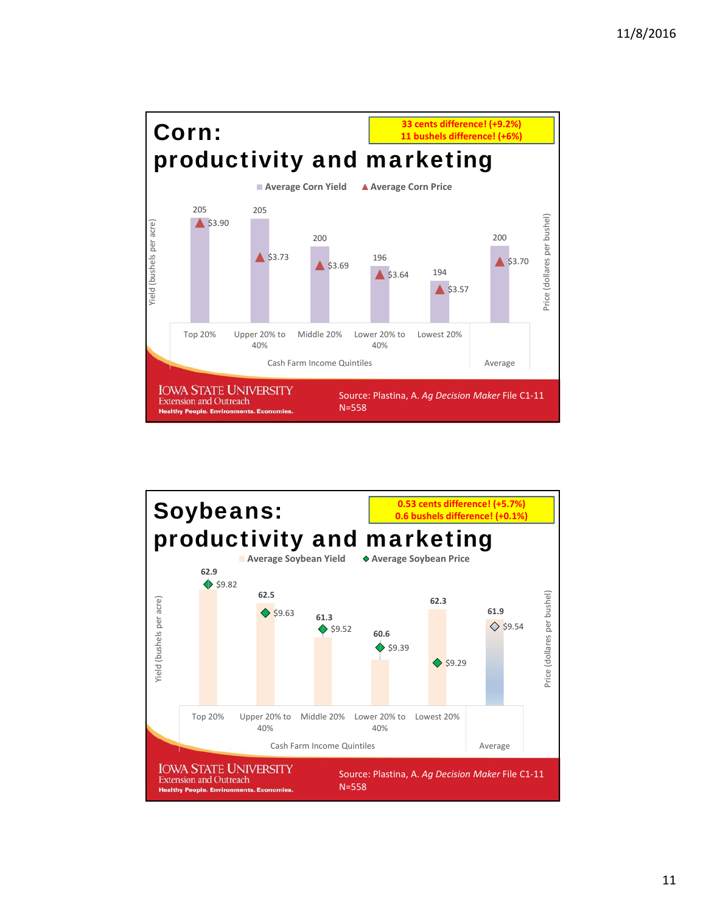# Corn: productivity and marketing

**33 cents difference! (+9.2%)**
**11 bushels difference! (+6%)**

| Cash Farm Income Quintiles | Average Corn Yield (bushels per acre) | Average Corn Price (dollars per bushel) |
|---|---|---|
| Top 20% | 205 | $3.90 |
| Upper 20% to 40% | 205 | $3.73 |
| Middle 20% | 200 | $3.69 |
| Lower 20% to 40% | 196 | $3.64 |
| Lowest 20% | 194 | $3.57 |
| Average | 200 | $3.70 |

IOWA STATE UNIVERSITY
Extension and Outreach
Healthy People. Environments. Economies.

Source: Plastina, A. *Ag Decision Maker* File C1-11
N=558

# Soybeans: productivity and marketing

**0.53 cents difference! (+5.7%)**
**0.6 bushels difference! (+0.1%)**

| Cash Farm Income Quintiles | Average Soybean Yield (bushels per acre) | Average Soybean Price (dollars per bushel) |
|---|---|---|
| Top 20% | 62.9 | $9.82 |
| Upper 20% to 40% | 62.5 | $9.63 |
| Middle 20% | 61.3 | $9.52 |
| Lower 20% to 40% | 60.6 | $9.39 |
| Lowest 20% | 62.3 | $9.29 |
| Average | 61.9 | $9.54 |

IOWA STATE UNIVERSITY
Extension and Outreach
Healthy People. Environments. Economies.

Source: Plastina, A. *Ag Decision Maker* File C1-11
N=558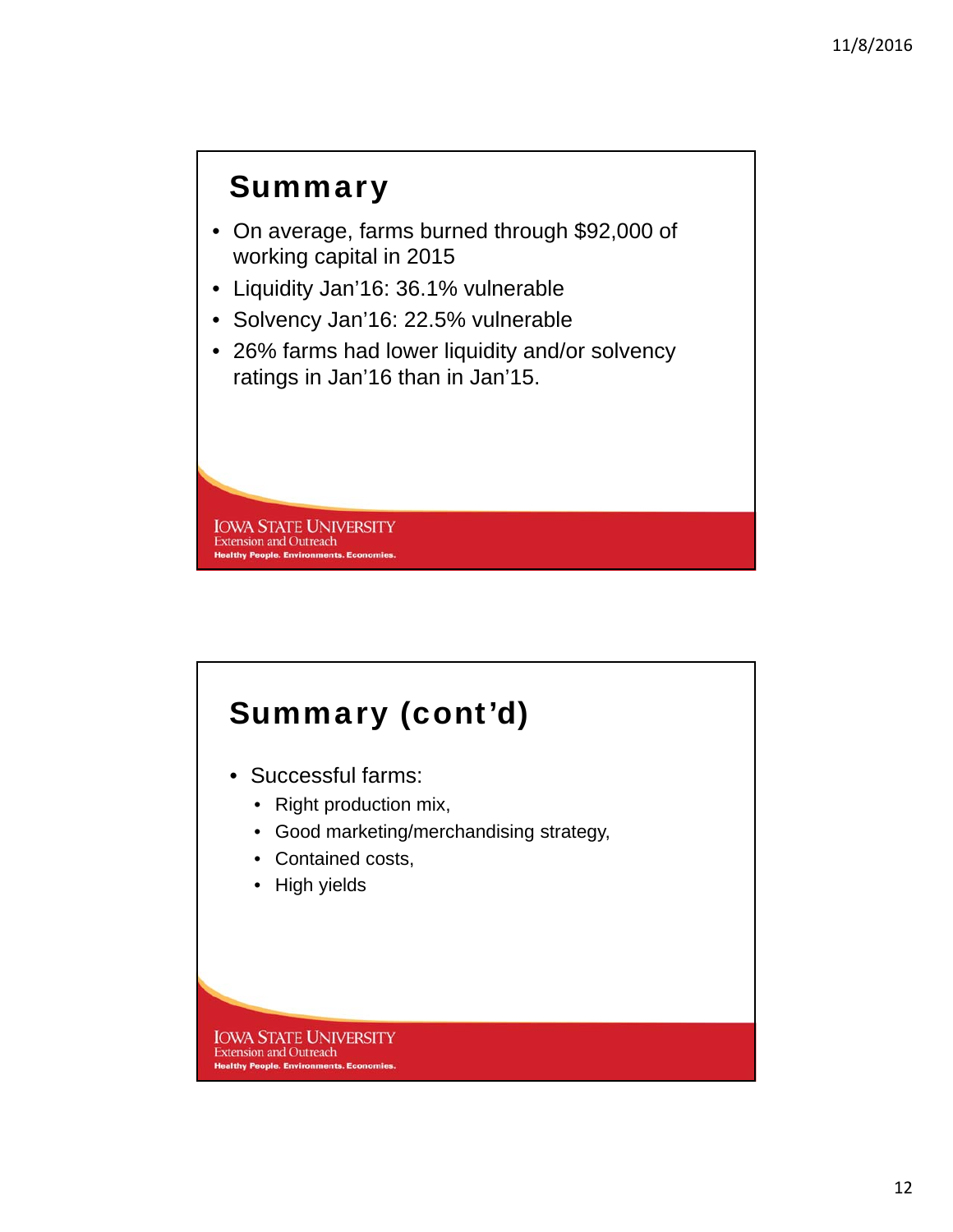## Summary

- On average, farms burned through $92,000 of working capital in 2015
- Liquidity Jan’16: 36.1% vulnerable
- Solvency Jan’16: 22.5% vulnerable
- 26% farms had lower liquidity and/or solvency ratings in Jan’16 than in Jan’15.

IOWA STATE UNIVERSITY
Extension and Outreach
Healthy People. Environments. Economies.

## Summary (cont’d)

- Successful farms:
  - Right production mix,
  - Good marketing/merchandising strategy,
  - Contained costs,
  - High yields

IOWA STATE UNIVERSITY
Extension and Outreach
Healthy People. Environments. Economies.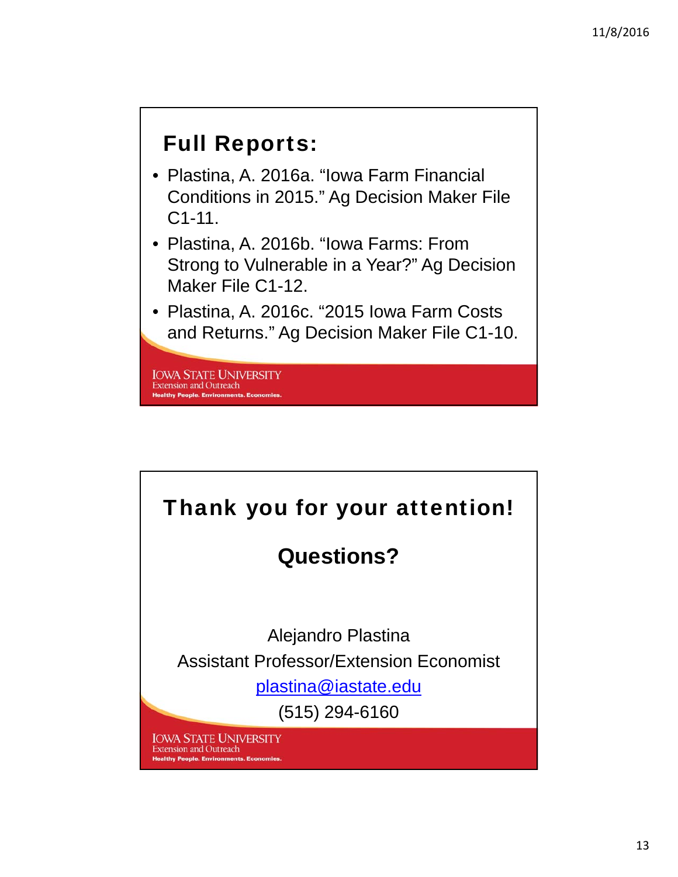## Full Reports:

- Plastina, A. 2016a. “Iowa Farm Financial Conditions in 2015.” Ag Decision Maker File C1-11.
- Plastina, A. 2016b. “Iowa Farms: From Strong to Vulnerable in a Year?” Ag Decision Maker File C1-12.
- Plastina, A. 2016c. “2015 Iowa Farm Costs and Returns.” Ag Decision Maker File C1-10.

IOWA STATE UNIVERSITY
Extension and Outreach
Healthy People. Environments. Economies.

## Thank you for your attention!

## Questions?

Alejandro Plastina
Assistant Professor/Extension Economist
plastina@iastate.edu
(515) 294-6160

IOWA STATE UNIVERSITY
Extension and Outreach
Healthy People. Environments. Economies.